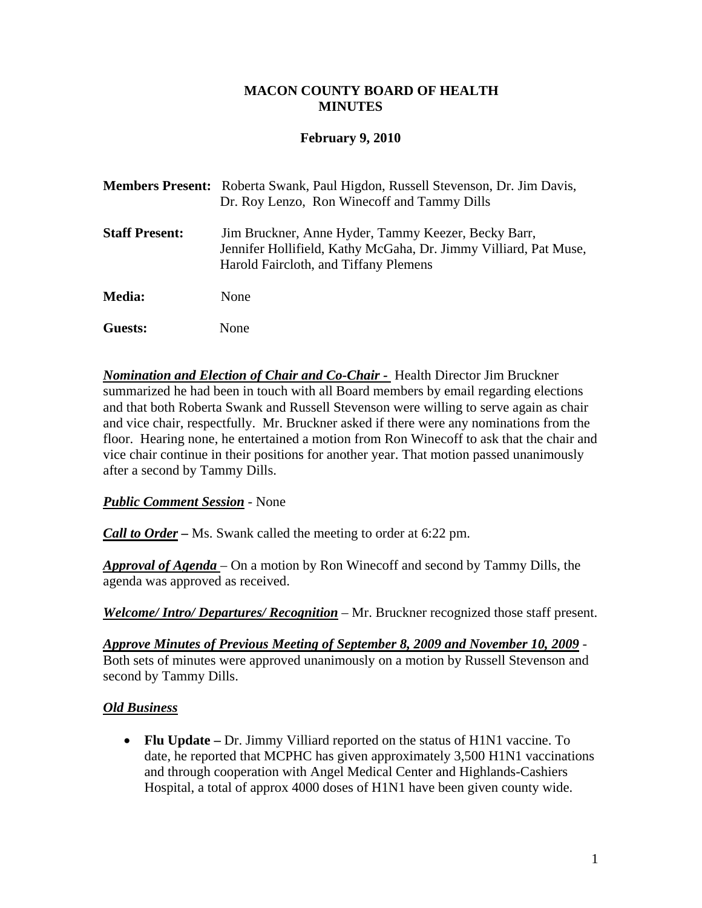# MACON COUNTY BOARD OF HEALTH MINUTES

## February 9, 2010

**Members Present:** Roberta Swank, Paul Higdon, Russell Stevenson, Dr. Jim Davis, Dr. Roy Lenzo, Ron Winecoff and Tammy Dills

**Staff Present:** Jim Bruckner, Anne Hyder, Tammy Keezer, Becky Barr, Jennifer Hollifield, Kathy McGaha, Dr. Jimmy Villiard, Pat Muse, Harold Faircloth, and Tiffany Plemens

**Media:** None

**Guests:** None

***Nomination and Election of Chair and Co-Chair -*** Health Director Jim Bruckner summarized he had been in touch with all Board members by email regarding elections and that both Roberta Swank and Russell Stevenson were willing to serve again as chair and vice chair, respectfully. Mr. Bruckner asked if there were any nominations from the floor. Hearing none, he entertained a motion from Ron Winecoff to ask that the chair and vice chair continue in their positions for another year. That motion passed unanimously after a second by Tammy Dills.

***Public Comment Session*** - None

***Call to Order*** **–** Ms. Swank called the meeting to order at 6:22 pm.

***Approval of Agenda*** – On a motion by Ron Winecoff and second by Tammy Dills, the agenda was approved as received.

***Welcome/ Intro/ Departures/ Recognition*** – Mr. Bruckner recognized those staff present.

***Approve Minutes of Previous Meeting of September 8, 2009 and November 10, 2009*** - Both sets of minutes were approved unanimously on a motion by Russell Stevenson and second by Tammy Dills.

***Old Business***

- **Flu Update –** Dr. Jimmy Villiard reported on the status of H1N1 vaccine. To date, he reported that MCPHC has given approximately 3,500 H1N1 vaccinations and through cooperation with Angel Medical Center and Highlands-Cashiers Hospital, a total of approx 4000 doses of H1N1 have been given county wide.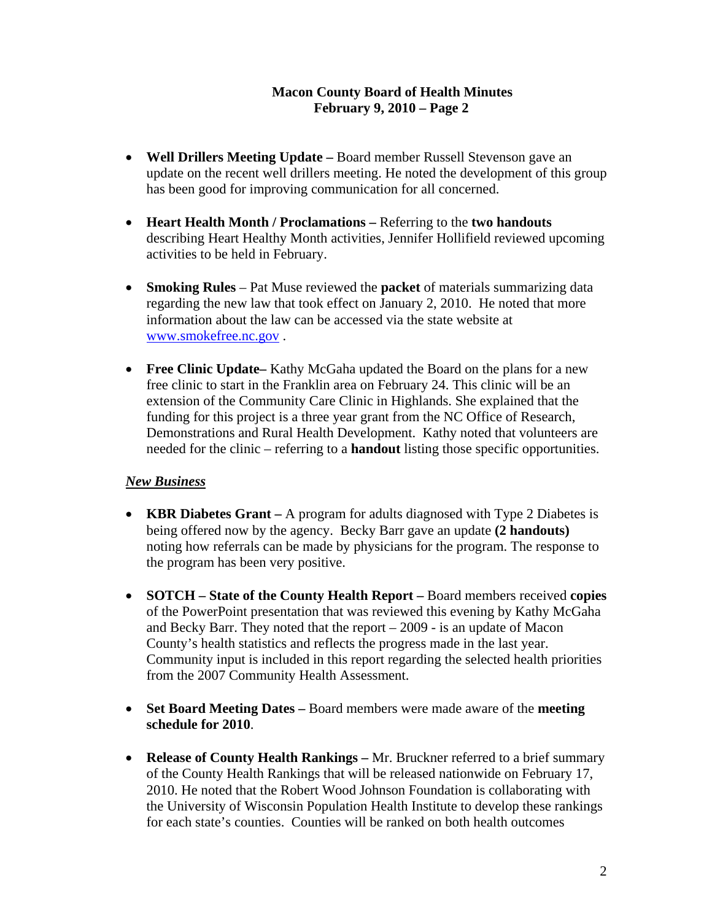- **Well Drillers Meeting Update –** Board member Russell Stevenson gave an update on the recent well drillers meeting. He noted the development of this group has been good for improving communication for all concerned.

- **Heart Health Month / Proclamations –** Referring to the **two handouts** describing Heart Healthy Month activities, Jennifer Hollifield reviewed upcoming activities to be held in February.

- **Smoking Rules** – Pat Muse reviewed the **packet** of materials summarizing data regarding the new law that took effect on January 2, 2010. He noted that more information about the law can be accessed via the state website at [www.smokefree.nc.gov](http://www.smokefree.nc.gov) .

- **Free Clinic Update–** Kathy McGaha updated the Board on the plans for a new free clinic to start in the Franklin area on February 24. This clinic will be an extension of the Community Care Clinic in Highlands. She explained that the funding for this project is a three year grant from the NC Office of Research, Demonstrations and Rural Health Development. Kathy noted that volunteers are needed for the clinic – referring to a **handout** listing those specific opportunities.

***New Business***

- **KBR Diabetes Grant –** A program for adults diagnosed with Type 2 Diabetes is being offered now by the agency. Becky Barr gave an update **(2 handouts)** noting how referrals can be made by physicians for the program. The response to the program has been very positive.

- **SOTCH – State of the County Health Report –** Board members received **copies** of the PowerPoint presentation that was reviewed this evening by Kathy McGaha and Becky Barr. They noted that the report – 2009 - is an update of Macon County's health statistics and reflects the progress made in the last year. Community input is included in this report regarding the selected health priorities from the 2007 Community Health Assessment.

- **Set Board Meeting Dates –** Board members were made aware of the **meeting schedule for 2010**.

- **Release of County Health Rankings –** Mr. Bruckner referred to a brief summary of the County Health Rankings that will be released nationwide on February 17, 2010. He noted that the Robert Wood Johnson Foundation is collaborating with the University of Wisconsin Population Health Institute to develop these rankings for each state's counties. Counties will be ranked on both health outcomes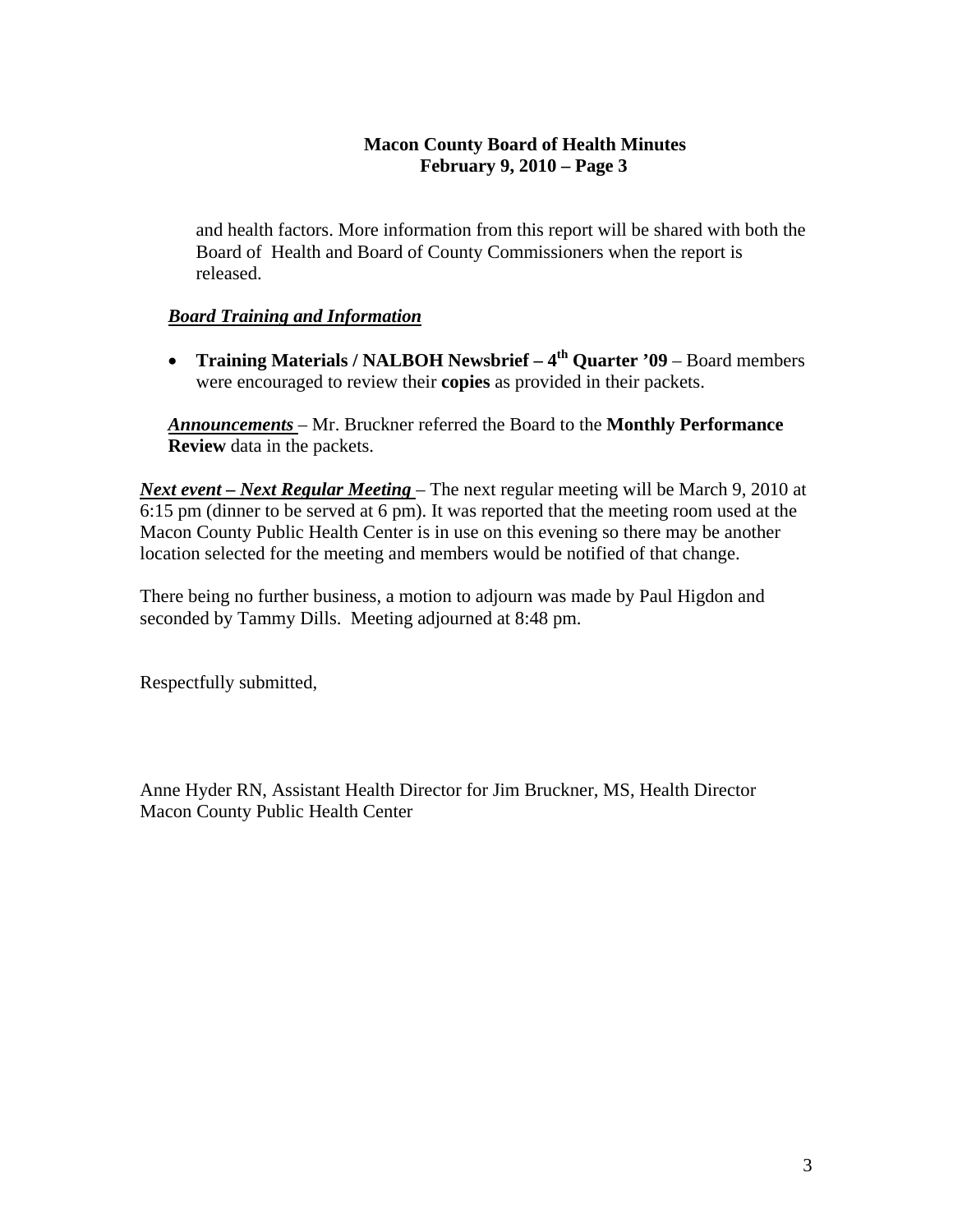and health factors. More information from this report will be shared with both the Board of Health and Board of County Commissioners when the report is released.

***Board Training and Information***

- **Training Materials / NALBOH Newsbrief – 4th Quarter '09** – Board members were encouraged to review their **copies** as provided in their packets.

***Announcements*** – Mr. Bruckner referred the Board to the **Monthly Performance Review** data in the packets.

***Next event – Next Regular Meeting*** – The next regular meeting will be March 9, 2010 at 6:15 pm (dinner to be served at 6 pm). It was reported that the meeting room used at the Macon County Public Health Center is in use on this evening so there may be another location selected for the meeting and members would be notified of that change.

There being no further business, a motion to adjourn was made by Paul Higdon and seconded by Tammy Dills. Meeting adjourned at 8:48 pm.

Respectfully submitted,

Anne Hyder RN, Assistant Health Director for Jim Bruckner, MS, Health Director
Macon County Public Health Center